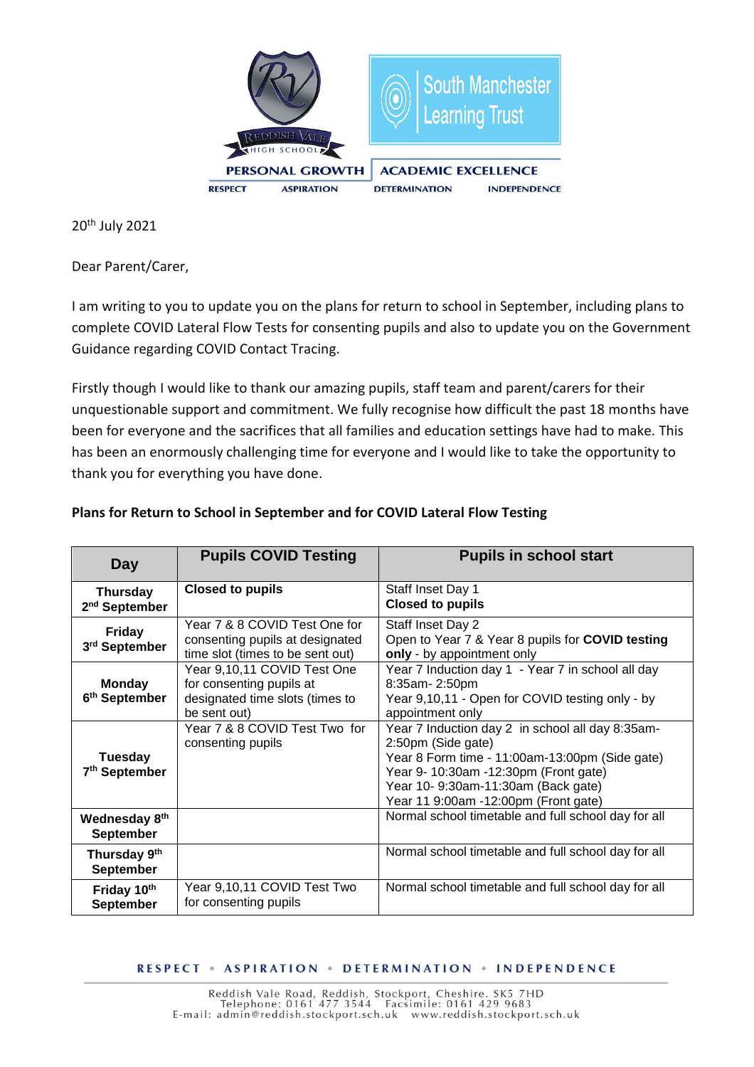PERSONAL GROWTH | ACADEMIC EXCELLENCE

RESPECT ASPIRATION DETERMINATION INDEPENDENCE

20th July 2021

Dear Parent/Carer,

I am writing to you to update you on the plans for return to school in September, including plans to complete COVID Lateral Flow Tests for consenting pupils and also to update you on the Government Guidance regarding COVID Contact Tracing.

Firstly though I would like to thank our amazing pupils, staff team and parent/carers for their unquestionable support and commitment. We fully recognise how difficult the past 18 months have been for everyone and the sacrifices that all families and education settings have had to make. This has been an enormously challenging time for everyone and I would like to take the opportunity to thank you for everything you have done.

**Plans for Return to School in September and for COVID Lateral Flow Testing**

| Day | Pupils COVID Testing | Pupils in school start |
|---|---|---|
| **Thursday 2nd September** | **Closed to pupils** | Staff Inset Day 1<br>**Closed to pupils** |
| **Friday 3rd September** | Year 7 & 8 COVID Test One for consenting pupils at designated time slot (times to be sent out) | Staff Inset Day 2<br>Open to Year 7 & Year 8 pupils for **COVID testing only** - by appointment only |
| **Monday 6th September** | Year 9,10,11 COVID Test One for consenting pupils at designated time slots (times to be sent out) | Year 7 Induction day 1 - Year 7 in school all day 8:35am- 2:50pm<br>Year 9,10,11 - Open for COVID testing only - by appointment only |
| **Tuesday 7th September** | Year 7 & 8 COVID Test Two for consenting pupils | Year 7 Induction day 2 in school all day 8:35am- 2:50pm (Side gate)<br>Year 8 Form time - 11:00am-13:00pm (Side gate)<br>Year 9- 10:30am -12:30pm (Front gate)<br>Year 10- 9:30am-11:30am (Back gate)<br>Year 11 9:00am -12:00pm (Front gate) |
| **Wednesday 8th September** | | Normal school timetable and full school day for all |
| **Thursday 9th September** | | Normal school timetable and full school day for all |
| **Friday 10th September** | Year 9,10,11 COVID Test Two for consenting pupils | Normal school timetable and full school day for all |

RESPECT • ASPIRATION • DETERMINATION • INDEPENDENCE

Reddish Vale Road, Reddish, Stockport, Cheshire. SK5 7HD
Telephone: 0161 477 3544 Facsimile: 0161 429 9683
E-mail: admin@reddish.stockport.sch.uk www.reddish.stockport.sch.uk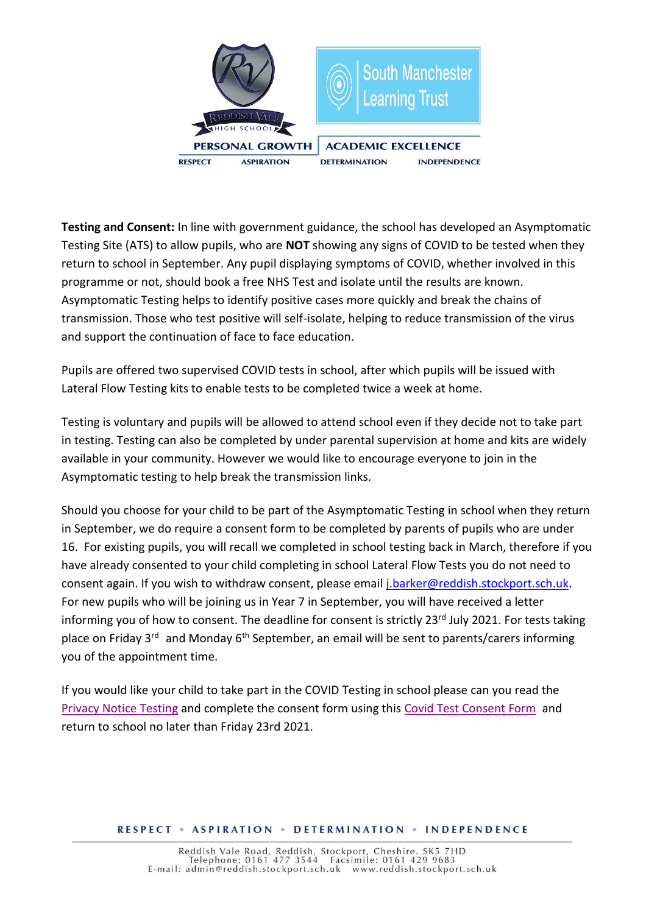**Testing and Consent:** In line with government guidance, the school has developed an Asymptomatic Testing Site (ATS) to allow pupils, who are **NOT** showing any signs of COVID to be tested when they return to school in September. Any pupil displaying symptoms of COVID, whether involved in this programme or not, should book a free NHS Test and isolate until the results are known. Asymptomatic Testing helps to identify positive cases more quickly and break the chains of transmission. Those who test positive will self-isolate, helping to reduce transmission of the virus and support the continuation of face to face education.

Pupils are offered two supervised COVID tests in school, after which pupils will be issued with Lateral Flow Testing kits to enable tests to be completed twice a week at home.

Testing is voluntary and pupils will be allowed to attend school even if they decide not to take part in testing. Testing can also be completed by under parental supervision at home and kits are widely available in your community. However we would like to encourage everyone to join in the Asymptomatic testing to help break the transmission links.

Should you choose for your child to be part of the Asymptomatic Testing in school when they return in September, we do require a consent form to be completed by parents of pupils who are under 16. For existing pupils, you will recall we completed in school testing back in March, therefore if you have already consented to your child completing in school Lateral Flow Tests you do not need to consent again. If you wish to withdraw consent, please email j.barker@reddish.stockport.sch.uk. For new pupils who will be joining us in Year 7 in September, you will have received a letter informing you of how to consent. The deadline for consent is strictly 23rd July 2021. For tests taking place on Friday 3rd and Monday 6th September, an email will be sent to parents/carers informing you of the appointment time.

If you would like your child to take part in the COVID Testing in school please can you read the Privacy Notice Testing and complete the consent form using this Covid Test Consent Form and return to school no later than Friday 23rd 2021.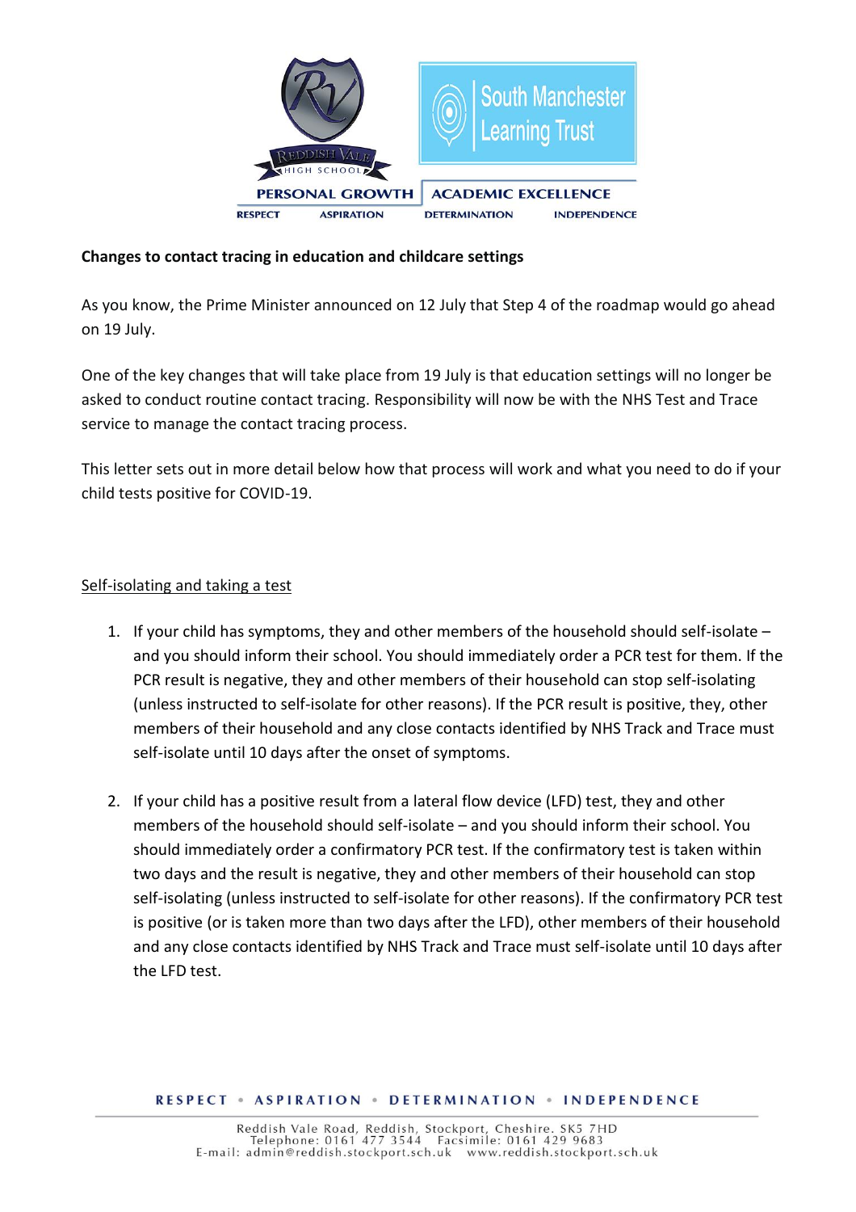**Changes to contact tracing in education and childcare settings**

As you know, the Prime Minister announced on 12 July that Step 4 of the roadmap would go ahead on 19 July.

One of the key changes that will take place from 19 July is that education settings will no longer be asked to conduct routine contact tracing. Responsibility will now be with the NHS Test and Trace service to manage the contact tracing process.

This letter sets out in more detail below how that process will work and what you need to do if your child tests positive for COVID-19.

<u>Self-isolating and taking a test</u>

1. If your child has symptoms, they and other members of the household should self-isolate – and you should inform their school. You should immediately order a PCR test for them. If the PCR result is negative, they and other members of their household can stop self-isolating (unless instructed to self-isolate for other reasons). If the PCR result is positive, they, other members of their household and any close contacts identified by NHS Track and Trace must self-isolate until 10 days after the onset of symptoms.

2. If your child has a positive result from a lateral flow device (LFD) test, they and other members of the household should self-isolate – and you should inform their school. You should immediately order a confirmatory PCR test. If the confirmatory test is taken within two days and the result is negative, they and other members of their household can stop self-isolating (unless instructed to self-isolate for other reasons). If the confirmatory PCR test is positive (or is taken more than two days after the LFD), other members of their household and any close contacts identified by NHS Track and Trace must self-isolate until 10 days after the LFD test.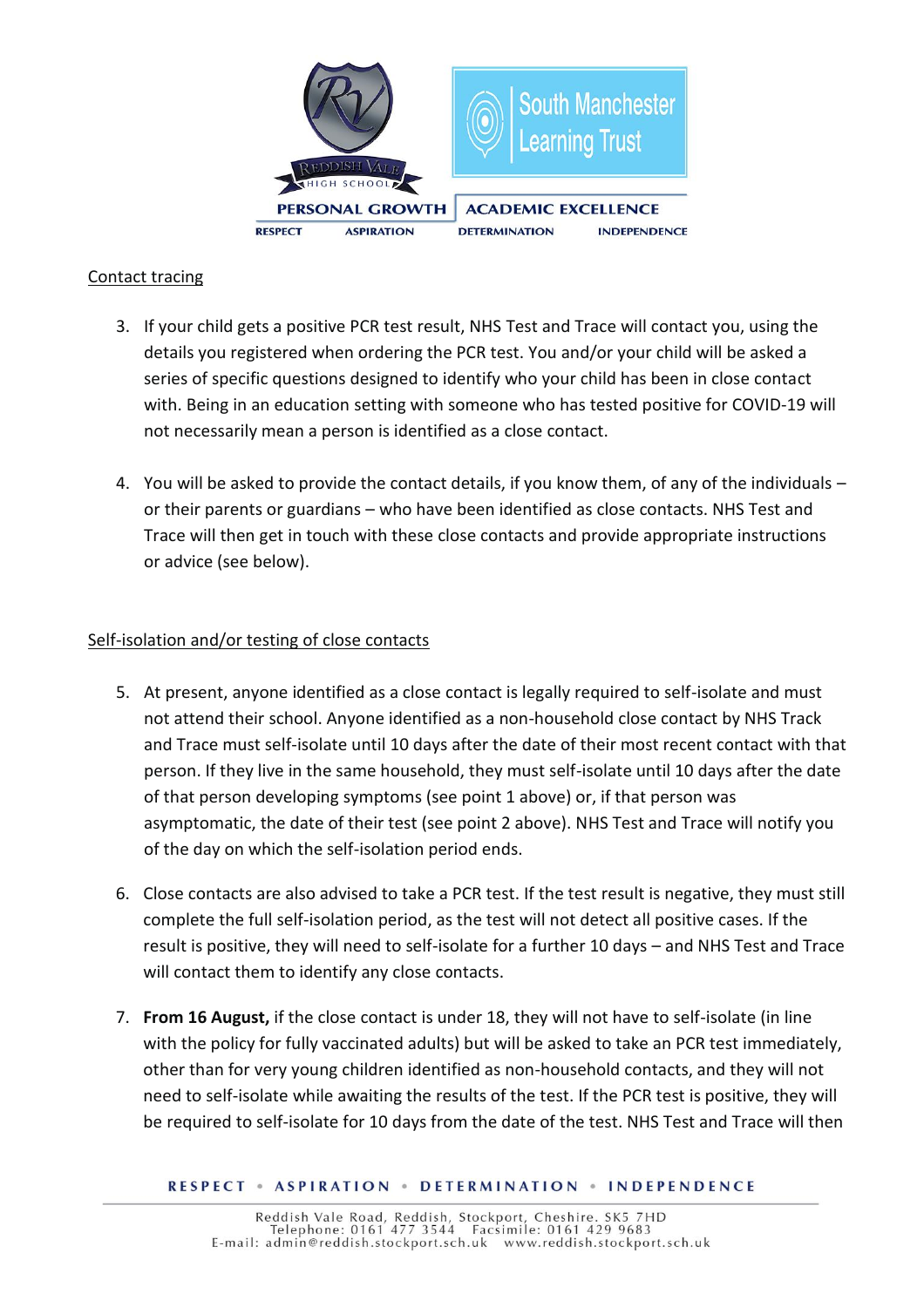Contact tracing

3. If your child gets a positive PCR test result, NHS Test and Trace will contact you, using the details you registered when ordering the PCR test. You and/or your child will be asked a series of specific questions designed to identify who your child has been in close contact with. Being in an education setting with someone who has tested positive for COVID-19 will not necessarily mean a person is identified as a close contact.

4. You will be asked to provide the contact details, if you know them, of any of the individuals – or their parents or guardians – who have been identified as close contacts. NHS Test and Trace will then get in touch with these close contacts and provide appropriate instructions or advice (see below).

Self-isolation and/or testing of close contacts

5. At present, anyone identified as a close contact is legally required to self-isolate and must not attend their school. Anyone identified as a non-household close contact by NHS Track and Trace must self-isolate until 10 days after the date of their most recent contact with that person. If they live in the same household, they must self-isolate until 10 days after the date of that person developing symptoms (see point 1 above) or, if that person was asymptomatic, the date of their test (see point 2 above). NHS Test and Trace will notify you of the day on which the self-isolation period ends.

6. Close contacts are also advised to take a PCR test. If the test result is negative, they must still complete the full self-isolation period, as the test will not detect all positive cases. If the result is positive, they will need to self-isolate for a further 10 days – and NHS Test and Trace will contact them to identify any close contacts.

7. **From 16 August,** if the close contact is under 18, they will not have to self-isolate (in line with the policy for fully vaccinated adults) but will be asked to take an PCR test immediately, other than for very young children identified as non-household contacts, and they will not need to self-isolate while awaiting the results of the test. If the PCR test is positive, they will be required to self-isolate for 10 days from the date of the test. NHS Test and Trace will then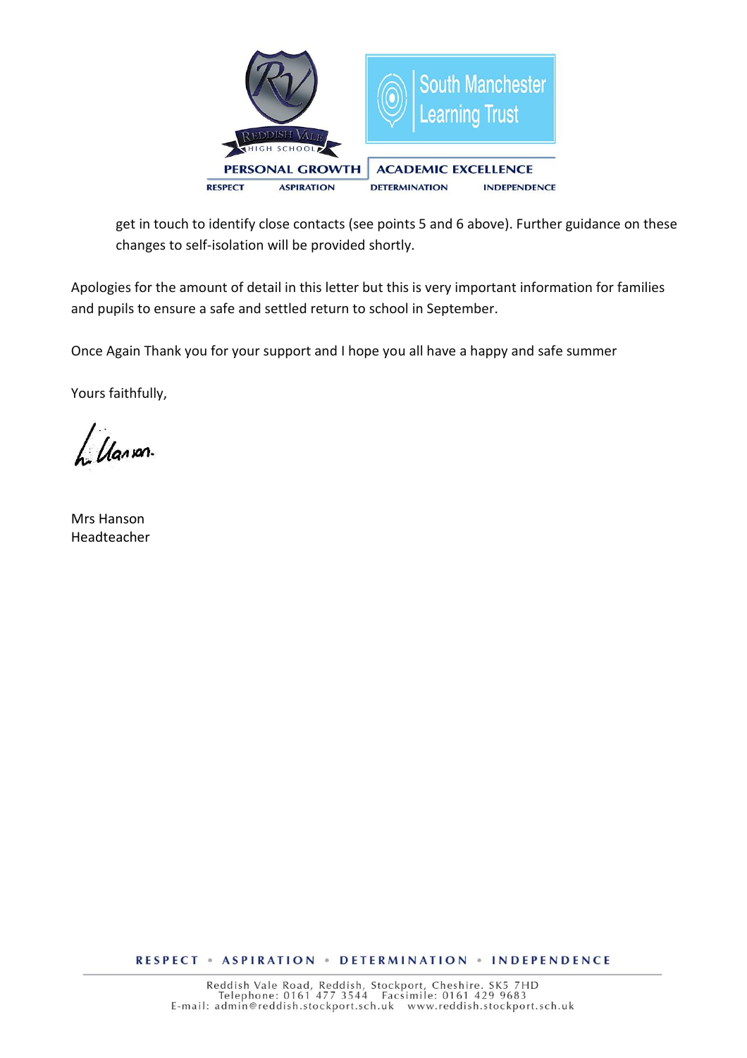get in touch to identify close contacts (see points 5 and 6 above). Further guidance on these changes to self-isolation will be provided shortly.

Apologies for the amount of detail in this letter but this is very important information for families and pupils to ensure a safe and settled return to school in September.

Once Again Thank you for your support and I hope you all have a happy and safe summer

Yours faithfully,

Mrs Hanson
Headteacher